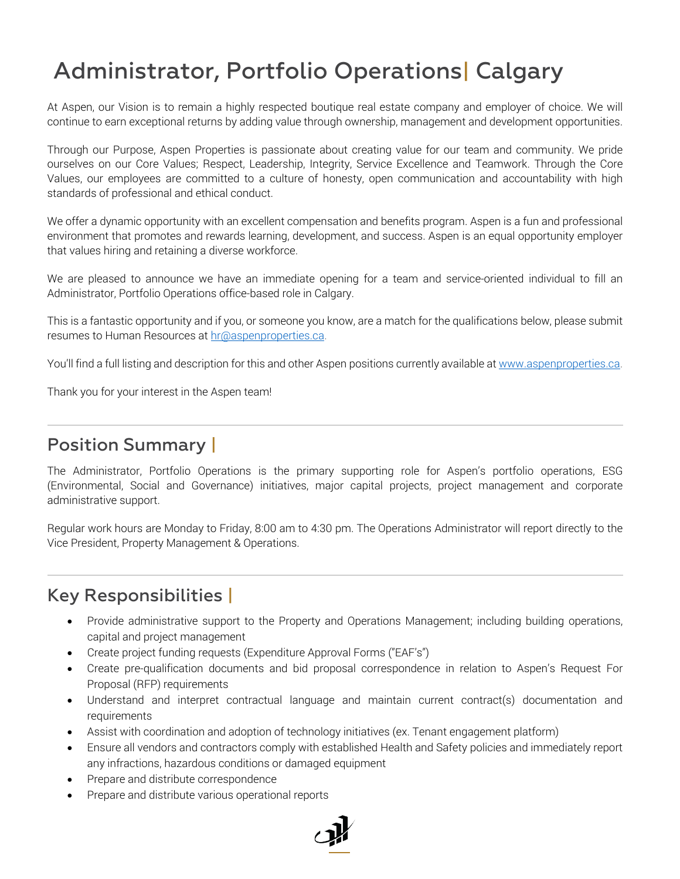# Administrator, Portfolio Operations| Calgary

At Aspen, our Vision is to remain a highly respected boutique real estate company and employer of choice. We will continue to earn exceptional returns by adding value through ownership, management and development opportunities.

Through our Purpose, Aspen Properties is passionate about creating value for our team and community. We pride ourselves on our Core Values; Respect, Leadership, Integrity, Service Excellence and Teamwork. Through the Core Values, our employees are committed to a culture of honesty, open communication and accountability with high standards of professional and ethical conduct.

We offer a dynamic opportunity with an excellent compensation and benefits program. Aspen is a fun and professional environment that promotes and rewards learning, development, and success. Aspen is an equal opportunity employer that values hiring and retaining a diverse workforce.

We are pleased to announce we have an immediate opening for a team and service-oriented individual to fill an Administrator, Portfolio Operations office-based role in Calgary.

This is a fantastic opportunity and if you, or someone you know, are a match for the qualifications below, please submit resumes to Human Resources at hr@aspenproperties.ca.

You'll find a full listing and description for this and other Aspen positions currently available at www.aspenproperties.ca.

Thank you for your interest in the Aspen team!

---

## Position Summary |

The Administrator, Portfolio Operations is the primary supporting role for Aspen's portfolio operations, ESG (Environmental, Social and Governance) initiatives, major capital projects, project management and corporate administrative support.

Regular work hours are Monday to Friday, 8:00 am to 4:30 pm. The Operations Administrator will report directly to the Vice President, Property Management & Operations.

---

## Key Responsibilities |

- Provide administrative support to the Property and Operations Management; including building operations, capital and project management
- Create project funding requests (Expenditure Approval Forms ("EAF's")
- Create pre-qualification documents and bid proposal correspondence in relation to Aspen's Request For Proposal (RFP) requirements
- Understand and interpret contractual language and maintain current contract(s) documentation and requirements
- Assist with coordination and adoption of technology initiatives (ex. Tenant engagement platform)
- Ensure all vendors and contractors comply with established Health and Safety policies and immediately report any infractions, hazardous conditions or damaged equipment
- Prepare and distribute correspondence
- Prepare and distribute various operational reports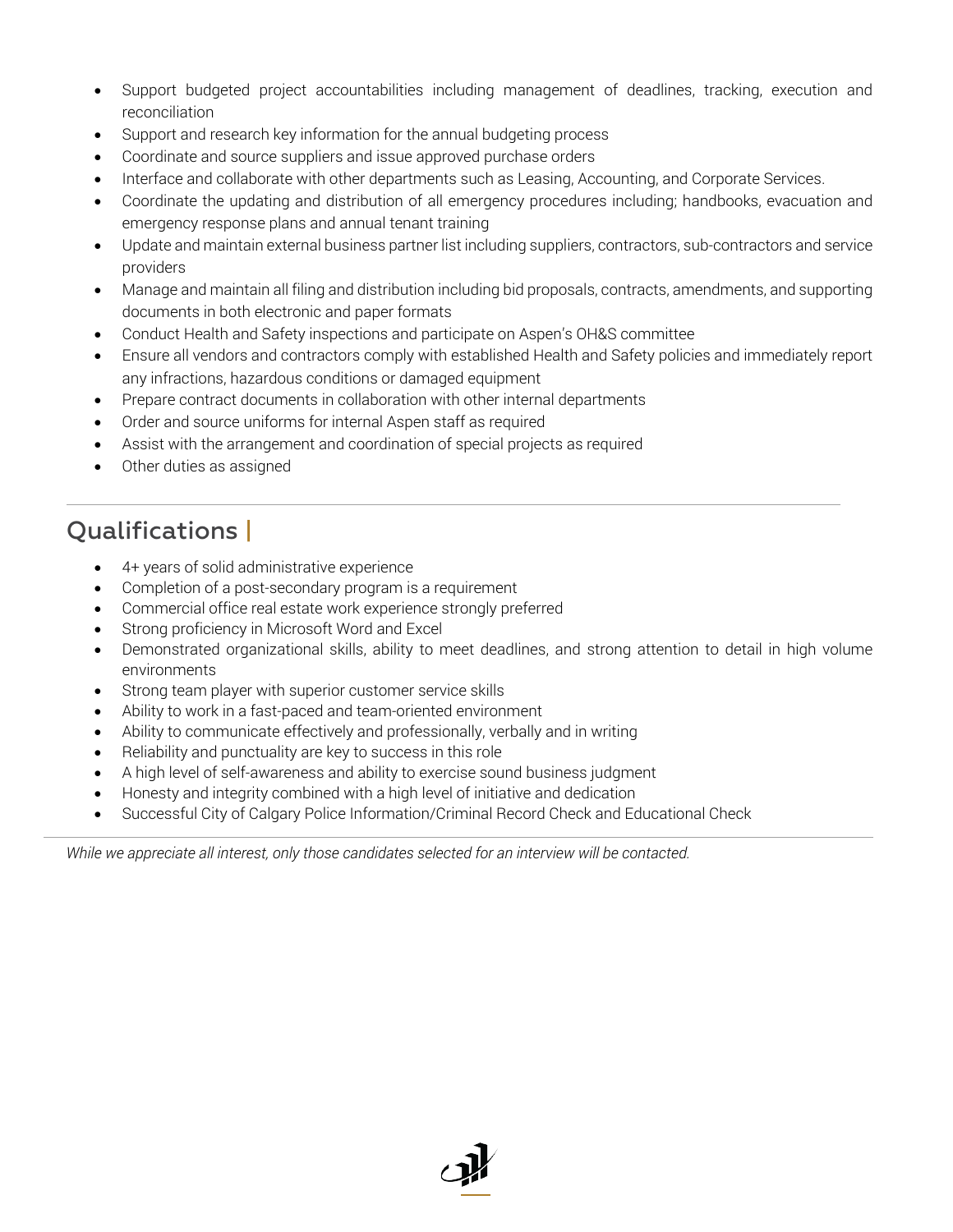- Support budgeted project accountabilities including management of deadlines, tracking, execution and reconciliation
- Support and research key information for the annual budgeting process
- Coordinate and source suppliers and issue approved purchase orders
- Interface and collaborate with other departments such as Leasing, Accounting, and Corporate Services.
- Coordinate the updating and distribution of all emergency procedures including; handbooks, evacuation and emergency response plans and annual tenant training
- Update and maintain external business partner list including suppliers, contractors, sub-contractors and service providers
- Manage and maintain all filing and distribution including bid proposals, contracts, amendments, and supporting documents in both electronic and paper formats
- Conduct Health and Safety inspections and participate on Aspen's OH&S committee
- Ensure all vendors and contractors comply with established Health and Safety policies and immediately report any infractions, hazardous conditions or damaged equipment
- Prepare contract documents in collaboration with other internal departments
- Order and source uniforms for internal Aspen staff as required
- Assist with the arrangement and coordination of special projects as required
- Other duties as assigned

## Qualifications |

- 4+ years of solid administrative experience
- Completion of a post-secondary program is a requirement
- Commercial office real estate work experience strongly preferred
- Strong proficiency in Microsoft Word and Excel
- Demonstrated organizational skills, ability to meet deadlines, and strong attention to detail in high volume environments
- Strong team player with superior customer service skills
- Ability to work in a fast-paced and team-oriented environment
- Ability to communicate effectively and professionally, verbally and in writing
- Reliability and punctuality are key to success in this role
- A high level of self-awareness and ability to exercise sound business judgment
- Honesty and integrity combined with a high level of initiative and dedication
- Successful City of Calgary Police Information/Criminal Record Check and Educational Check

*While we appreciate all interest, only those candidates selected for an interview will be contacted.*